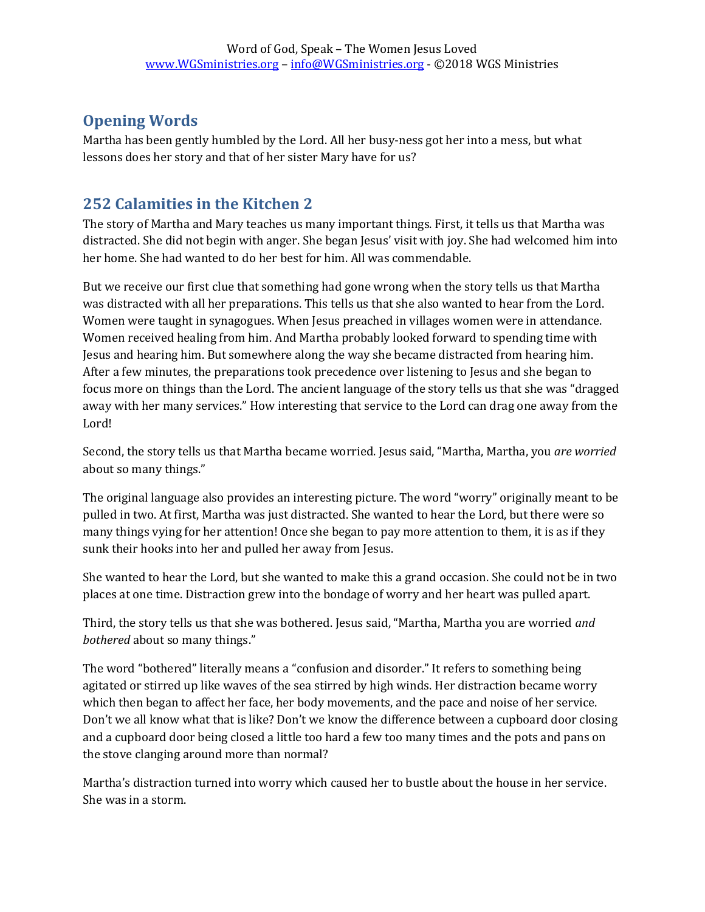## Opening Words

Martha has been gently humbled by the Lord. All her busy-ness got her into a mess, but what lessons does her story and that of her sister Mary have for us?

## 252 Calamities in the Kitchen 2

The story of Martha and Mary teaches us many important things. First, it tells us that Martha was distracted. She did not begin with anger. She began Jesus' visit with joy. She had welcomed him into her home. She had wanted to do her best for him. All was commendable.

But we receive our first clue that something had gone wrong when the story tells us that Martha was distracted with all her preparations. This tells us that she also wanted to hear from the Lord. Women were taught in synagogues. When Jesus preached in villages women were in attendance. Women received healing from him. And Martha probably looked forward to spending time with Jesus and hearing him. But somewhere along the way she became distracted from hearing him. After a few minutes, the preparations took precedence over listening to Jesus and she began to focus more on things than the Lord. The ancient language of the story tells us that she was "dragged away with her many services." How interesting that service to the Lord can drag one away from the Lord!

Second, the story tells us that Martha became worried. Jesus said, "Martha, Martha, you *are worried* about so many things."

The original language also provides an interesting picture. The word "worry" originally meant to be pulled in two. At first, Martha was just distracted. She wanted to hear the Lord, but there were so many things vying for her attention! Once she began to pay more attention to them, it is as if they sunk their hooks into her and pulled her away from Jesus.

She wanted to hear the Lord, but she wanted to make this a grand occasion. She could not be in two places at one time. Distraction grew into the bondage of worry and her heart was pulled apart.

Third, the story tells us that she was bothered. Jesus said, "Martha, Martha you are worried *and bothered* about so many things."

The word "bothered" literally means a "confusion and disorder." It refers to something being agitated or stirred up like waves of the sea stirred by high winds. Her distraction became worry which then began to affect her face, her body movements, and the pace and noise of her service. Don't we all know what that is like? Don't we know the difference between a cupboard door closing and a cupboard door being closed a little too hard a few too many times and the pots and pans on the stove clanging around more than normal?

Martha's distraction turned into worry which caused her to bustle about the house in her service. She was in a storm.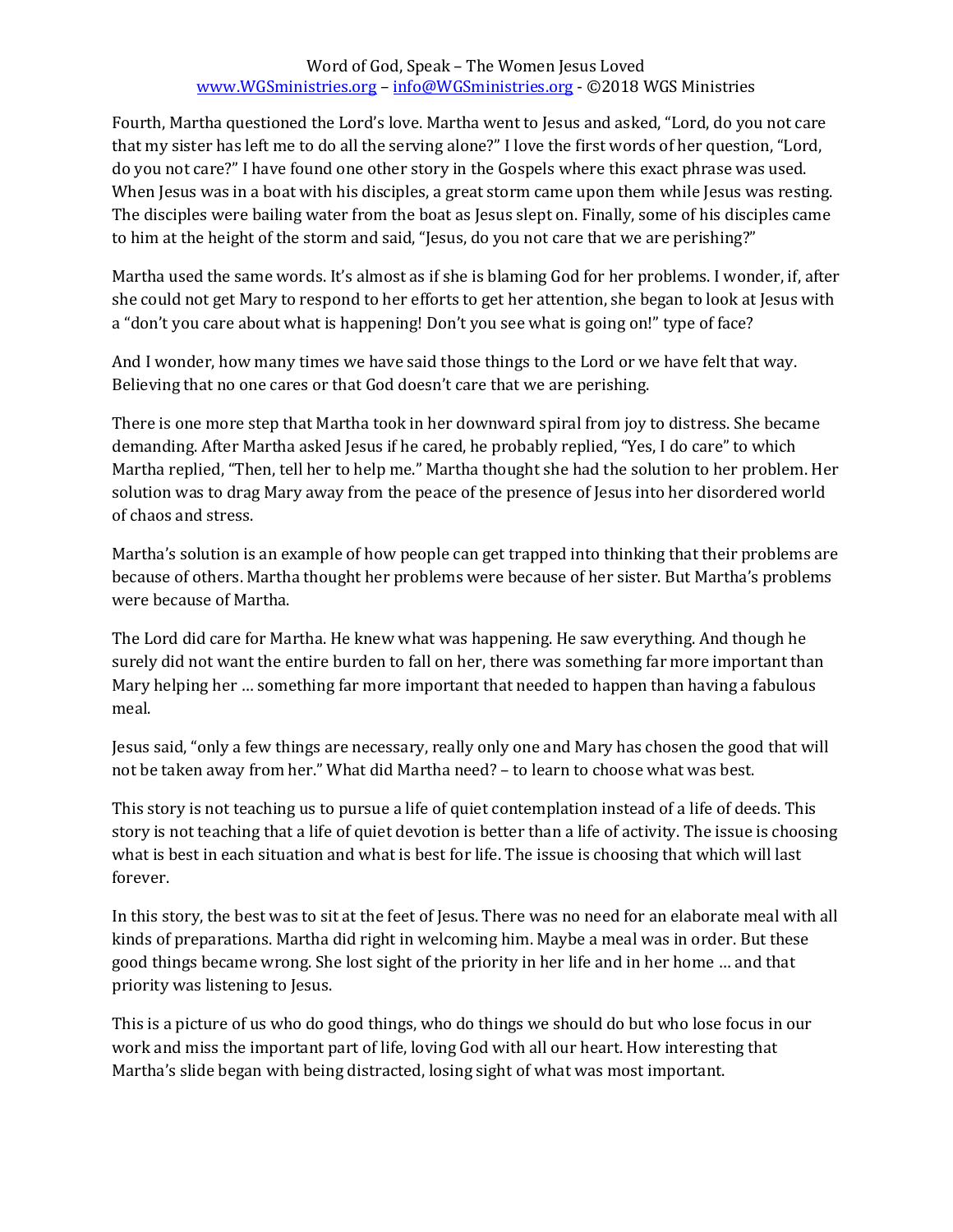Fourth, Martha questioned the Lord's love. Martha went to Jesus and asked, "Lord, do you not care that my sister has left me to do all the serving alone?" I love the first words of her question, "Lord, do you not care?" I have found one other story in the Gospels where this exact phrase was used. When Jesus was in a boat with his disciples, a great storm came upon them while Jesus was resting. The disciples were bailing water from the boat as Jesus slept on. Finally, some of his disciples came to him at the height of the storm and said, "Jesus, do you not care that we are perishing?"

Martha used the same words. It's almost as if she is blaming God for her problems. I wonder, if, after she could not get Mary to respond to her efforts to get her attention, she began to look at Jesus with a "don't you care about what is happening! Don't you see what is going on!" type of face?

And I wonder, how many times we have said those things to the Lord or we have felt that way. Believing that no one cares or that God doesn't care that we are perishing.

There is one more step that Martha took in her downward spiral from joy to distress. She became demanding. After Martha asked Jesus if he cared, he probably replied, "Yes, I do care" to which Martha replied, "Then, tell her to help me." Martha thought she had the solution to her problem. Her solution was to drag Mary away from the peace of the presence of Jesus into her disordered world of chaos and stress.

Martha's solution is an example of how people can get trapped into thinking that their problems are because of others. Martha thought her problems were because of her sister. But Martha's problems were because of Martha.

The Lord did care for Martha. He knew what was happening. He saw everything. And though he surely did not want the entire burden to fall on her, there was something far more important than Mary helping her … something far more important that needed to happen than having a fabulous meal.

Jesus said, "only a few things are necessary, really only one and Mary has chosen the good that will not be taken away from her." What did Martha need? – to learn to choose what was best.

This story is not teaching us to pursue a life of quiet contemplation instead of a life of deeds. This story is not teaching that a life of quiet devotion is better than a life of activity. The issue is choosing what is best in each situation and what is best for life. The issue is choosing that which will last forever.

In this story, the best was to sit at the feet of Jesus. There was no need for an elaborate meal with all kinds of preparations. Martha did right in welcoming him. Maybe a meal was in order. But these good things became wrong. She lost sight of the priority in her life and in her home … and that priority was listening to Jesus.

This is a picture of us who do good things, who do things we should do but who lose focus in our work and miss the important part of life, loving God with all our heart. How interesting that Martha's slide began with being distracted, losing sight of what was most important.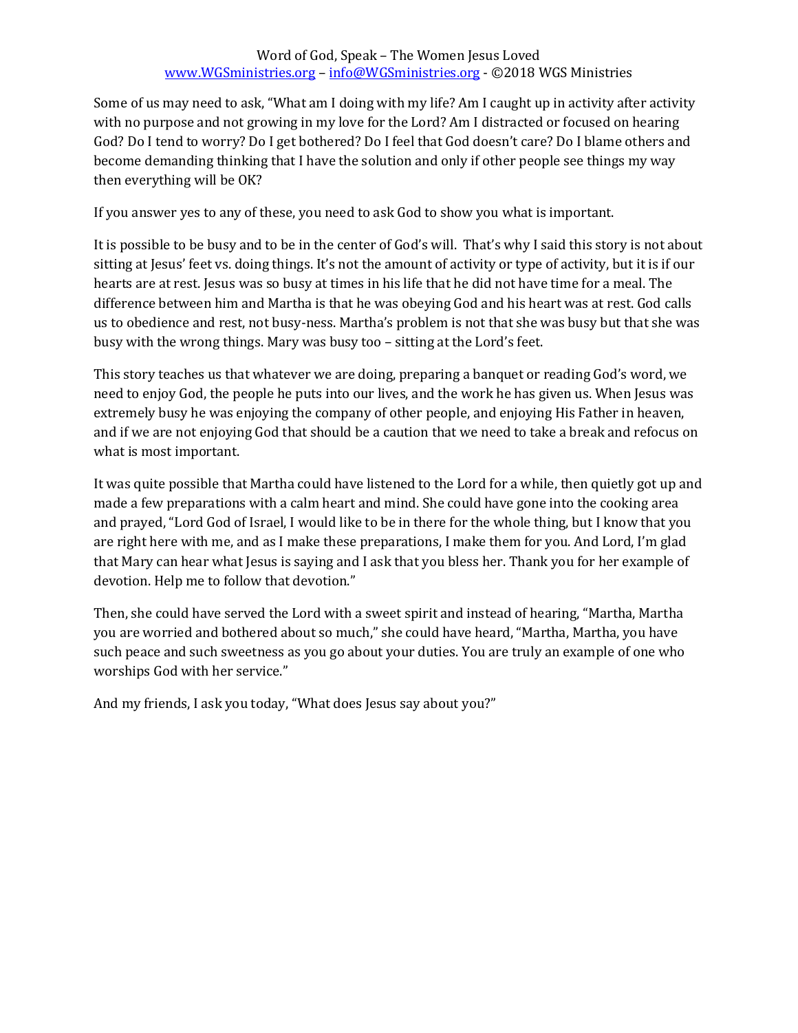Some of us may need to ask, "What am I doing with my life? Am I caught up in activity after activity with no purpose and not growing in my love for the Lord? Am I distracted or focused on hearing God? Do I tend to worry? Do I get bothered? Do I feel that God doesn't care? Do I blame others and become demanding thinking that I have the solution and only if other people see things my way then everything will be OK?

If you answer yes to any of these, you need to ask God to show you what is important.

It is possible to be busy and to be in the center of God's will. That's why I said this story is not about sitting at Jesus' feet vs. doing things. It's not the amount of activity or type of activity, but it is if our hearts are at rest. Jesus was so busy at times in his life that he did not have time for a meal. The difference between him and Martha is that he was obeying God and his heart was at rest. God calls us to obedience and rest, not busy-ness. Martha's problem is not that she was busy but that she was busy with the wrong things. Mary was busy too – sitting at the Lord's feet.

This story teaches us that whatever we are doing, preparing a banquet or reading God's word, we need to enjoy God, the people he puts into our lives, and the work he has given us. When Jesus was extremely busy he was enjoying the company of other people, and enjoying His Father in heaven, and if we are not enjoying God that should be a caution that we need to take a break and refocus on what is most important.

It was quite possible that Martha could have listened to the Lord for a while, then quietly got up and made a few preparations with a calm heart and mind. She could have gone into the cooking area and prayed, "Lord God of Israel, I would like to be in there for the whole thing, but I know that you are right here with me, and as I make these preparations, I make them for you. And Lord, I'm glad that Mary can hear what Jesus is saying and I ask that you bless her. Thank you for her example of devotion. Help me to follow that devotion."

Then, she could have served the Lord with a sweet spirit and instead of hearing, "Martha, Martha you are worried and bothered about so much," she could have heard, "Martha, Martha, you have such peace and such sweetness as you go about your duties. You are truly an example of one who worships God with her service."

And my friends, I ask you today, "What does Jesus say about you?"